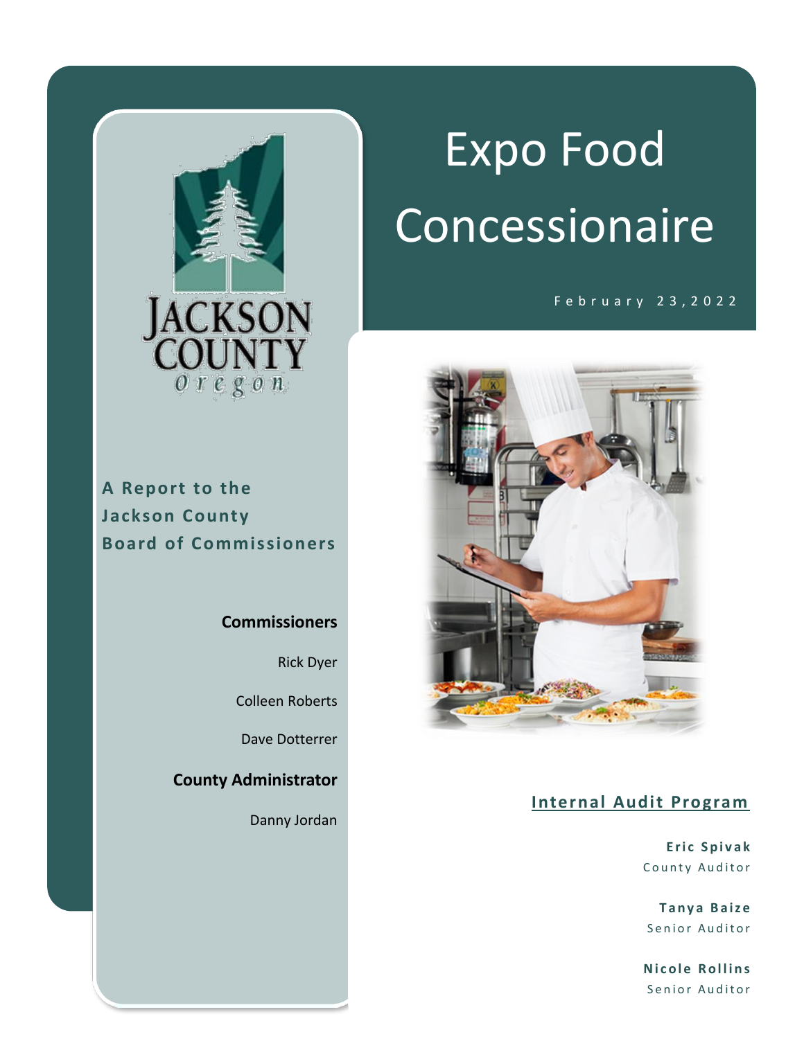# Expo Food Concessionaire

February 23,2022

**A Report to the Jackson County Board of Commissioners**

**Commissioners**

Rick Dyer

Colleen Roberts

Dave Dotterrer

**County Administrator**

Danny Jordan

## Internal Audit Program

**Eric Spivak**
County Auditor

**Tanya Baize**
Senior Auditor

**Nicole Rollins**
Senior Auditor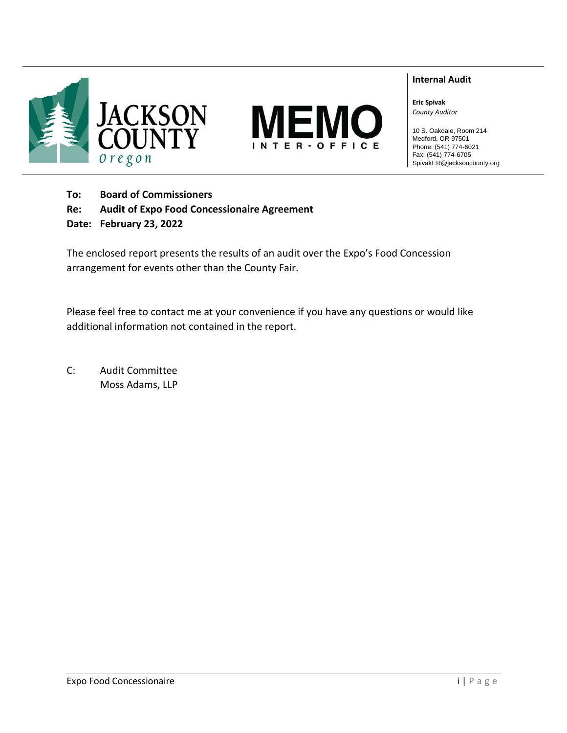JACKSON COUNTY

Oregon

# MEMO

INTER-OFFICE

**Internal Audit**

**Eric Spivak**
*County Auditor*

10 S. Oakdale, Room 214
Medford, OR 97501
Phone: (541) 774-6021
Fax: (541) 774-6705
SpivakER@jacksoncounty.org

**To: Board of Commissioners**

**Re: Audit of Expo Food Concessionaire Agreement**

**Date: February 23, 2022**

The enclosed report presents the results of an audit over the Expo's Food Concession arrangement for events other than the County Fair.

Please feel free to contact me at your convenience if you have any questions or would like additional information not contained in the report.

C: Audit Committee
Moss Adams, LLP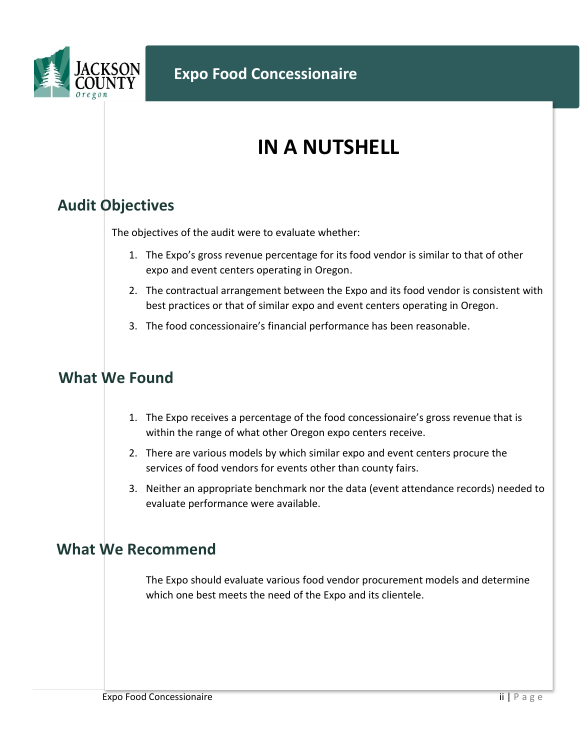# IN A NUTSHELL

## Audit Objectives

The objectives of the audit were to evaluate whether:

1. The Expo's gross revenue percentage for its food vendor is similar to that of other expo and event centers operating in Oregon.
2. The contractual arrangement between the Expo and its food vendor is consistent with best practices or that of similar expo and event centers operating in Oregon.
3. The food concessionaire's financial performance has been reasonable.

## What We Found

1. The Expo receives a percentage of the food concessionaire's gross revenue that is within the range of what other Oregon expo centers receive.
2. There are various models by which similar expo and event centers procure the services of food vendors for events other than county fairs.
3. Neither an appropriate benchmark nor the data (event attendance records) needed to evaluate performance were available.

## What We Recommend

The Expo should evaluate various food vendor procurement models and determine which one best meets the need of the Expo and its clientele.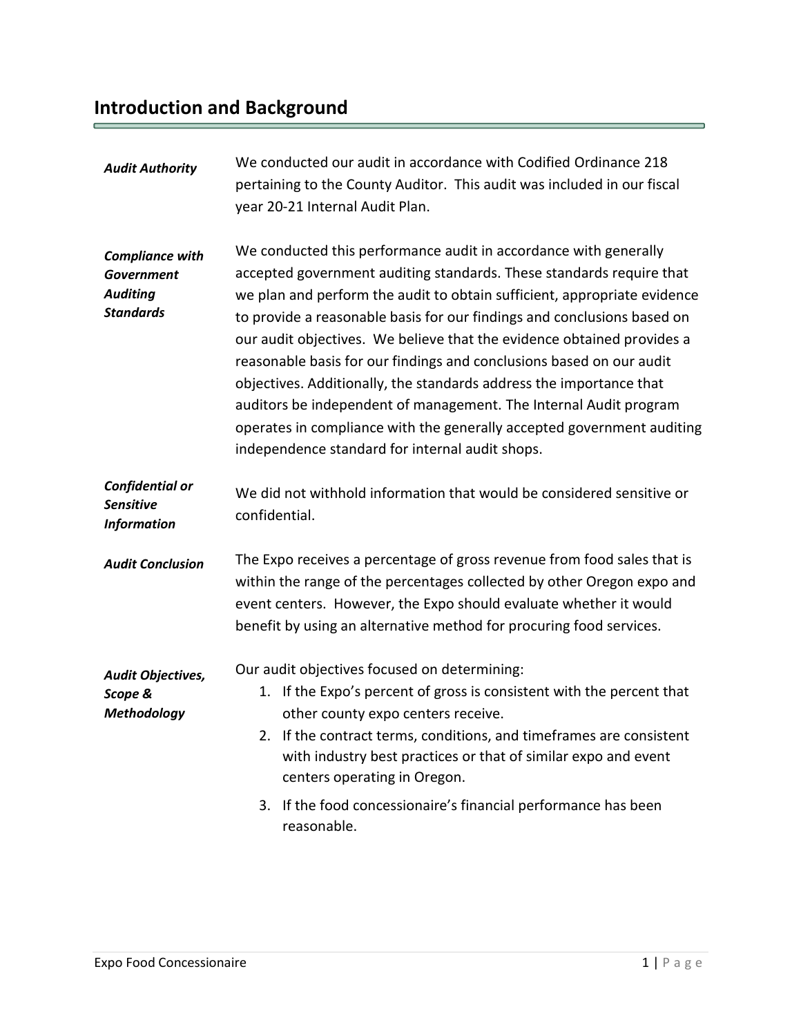## Introduction and Background

***Audit Authority***

We conducted our audit in accordance with Codified Ordinance 218 pertaining to the County Auditor. This audit was included in our fiscal year 20-21 Internal Audit Plan.

***Compliance with Government Auditing Standards***

We conducted this performance audit in accordance with generally accepted government auditing standards. These standards require that we plan and perform the audit to obtain sufficient, appropriate evidence to provide a reasonable basis for our findings and conclusions based on our audit objectives. We believe that the evidence obtained provides a reasonable basis for our findings and conclusions based on our audit objectives. Additionally, the standards address the importance that auditors be independent of management. The Internal Audit program operates in compliance with the generally accepted government auditing independence standard for internal audit shops.

***Confidential or Sensitive Information***

We did not withhold information that would be considered sensitive or confidential.

***Audit Conclusion***

The Expo receives a percentage of gross revenue from food sales that is within the range of the percentages collected by other Oregon expo and event centers. However, the Expo should evaluate whether it would benefit by using an alternative method for procuring food services.

***Audit Objectives, Scope & Methodology***

Our audit objectives focused on determining:

1. If the Expo's percent of gross is consistent with the percent that other county expo centers receive.
2. If the contract terms, conditions, and timeframes are consistent with industry best practices or that of similar expo and event centers operating in Oregon.
3. If the food concessionaire's financial performance has been reasonable.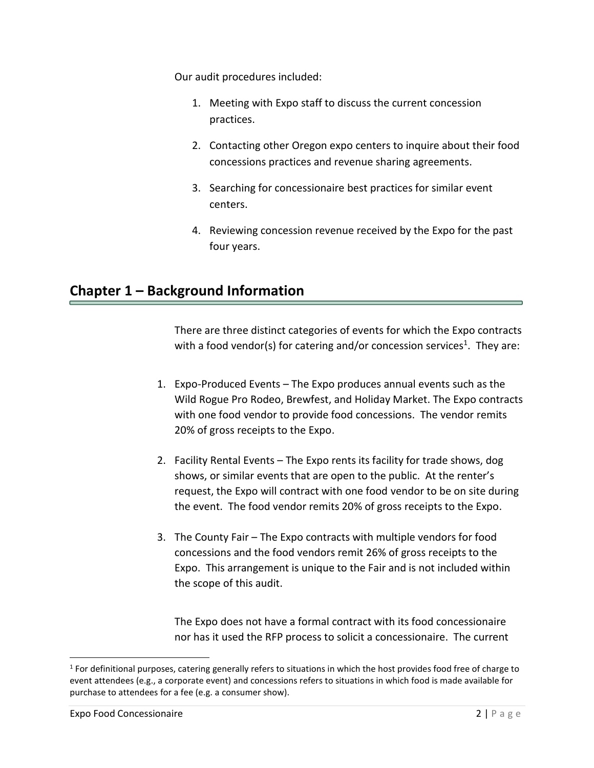Our audit procedures included:

1. Meeting with Expo staff to discuss the current concession practices.
2. Contacting other Oregon expo centers to inquire about their food concessions practices and revenue sharing agreements.
3. Searching for concessionaire best practices for similar event centers.
4. Reviewing concession revenue received by the Expo for the past four years.

## Chapter 1 – Background Information

There are three distinct categories of events for which the Expo contracts with a food vendor(s) for catering and/or concession services[1]. They are:

1. Expo-Produced Events – The Expo produces annual events such as the Wild Rogue Pro Rodeo, Brewfest, and Holiday Market. The Expo contracts with one food vendor to provide food concessions. The vendor remits 20% of gross receipts to the Expo.
2. Facility Rental Events – The Expo rents its facility for trade shows, dog shows, or similar events that are open to the public. At the renter's request, the Expo will contract with one food vendor to be on site during the event. The food vendor remits 20% of gross receipts to the Expo.
3. The County Fair – The Expo contracts with multiple vendors for food concessions and the food vendors remit 26% of gross receipts to the Expo. This arrangement is unique to the Fair and is not included within the scope of this audit.

The Expo does not have a formal contract with its food concessionaire nor has it used the RFP process to solicit a concessionaire. The current

[1] For definitional purposes, catering generally refers to situations in which the host provides food free of charge to event attendees (e.g., a corporate event) and concessions refers to situations in which food is made available for purchase to attendees for a fee (e.g. a consumer show).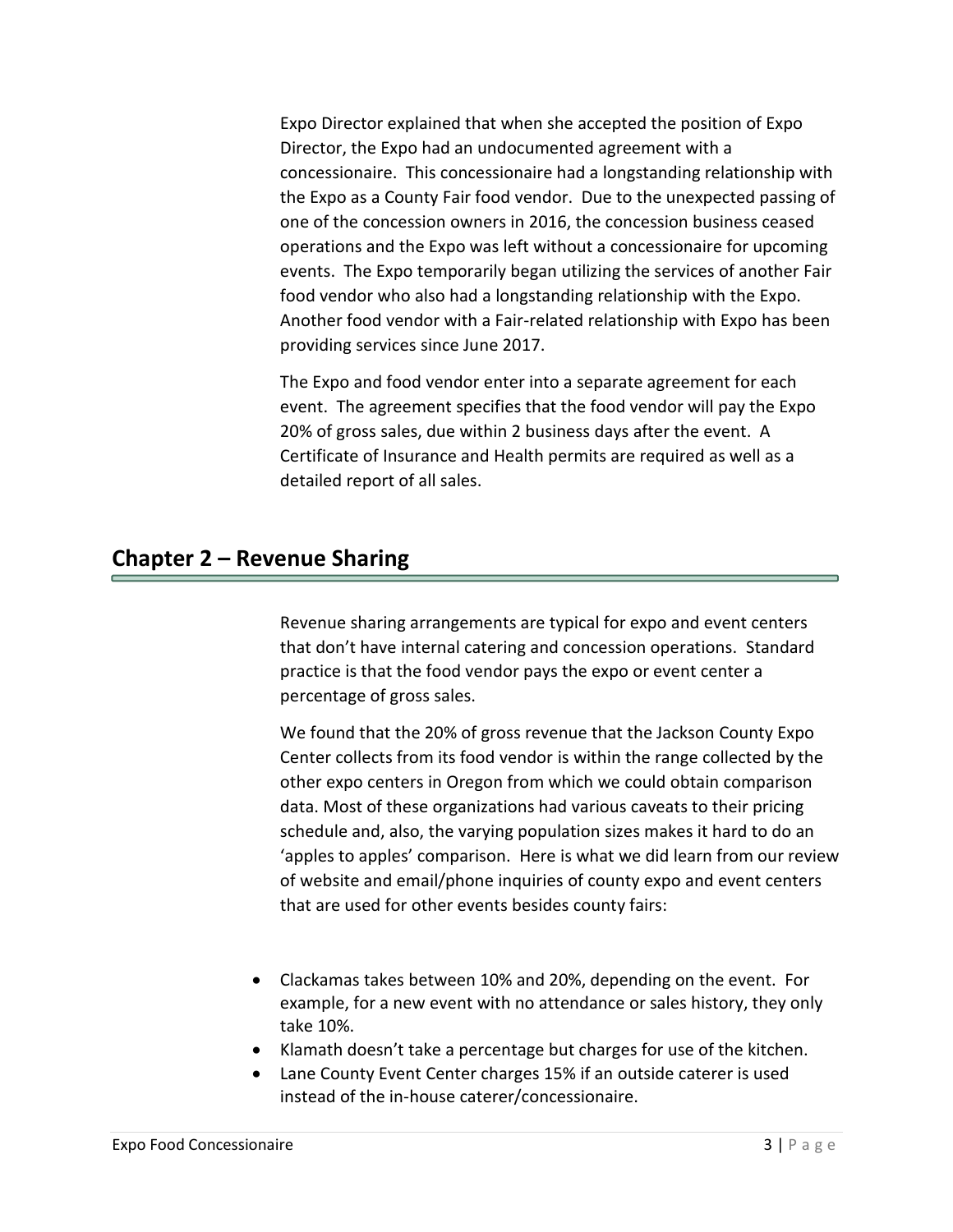Expo Director explained that when she accepted the position of Expo Director, the Expo had an undocumented agreement with a concessionaire. This concessionaire had a longstanding relationship with the Expo as a County Fair food vendor. Due to the unexpected passing of one of the concession owners in 2016, the concession business ceased operations and the Expo was left without a concessionaire for upcoming events. The Expo temporarily began utilizing the services of another Fair food vendor who also had a longstanding relationship with the Expo. Another food vendor with a Fair-related relationship with Expo has been providing services since June 2017.

The Expo and food vendor enter into a separate agreement for each event. The agreement specifies that the food vendor will pay the Expo 20% of gross sales, due within 2 business days after the event. A Certificate of Insurance and Health permits are required as well as a detailed report of all sales.

## Chapter 2 – Revenue Sharing

Revenue sharing arrangements are typical for expo and event centers that don't have internal catering and concession operations. Standard practice is that the food vendor pays the expo or event center a percentage of gross sales.

We found that the 20% of gross revenue that the Jackson County Expo Center collects from its food vendor is within the range collected by the other expo centers in Oregon from which we could obtain comparison data. Most of these organizations had various caveats to their pricing schedule and, also, the varying population sizes makes it hard to do an 'apples to apples' comparison. Here is what we did learn from our review of website and email/phone inquiries of county expo and event centers that are used for other events besides county fairs:

- Clackamas takes between 10% and 20%, depending on the event. For example, for a new event with no attendance or sales history, they only take 10%.
- Klamath doesn't take a percentage but charges for use of the kitchen.
- Lane County Event Center charges 15% if an outside caterer is used instead of the in-house caterer/concessionaire.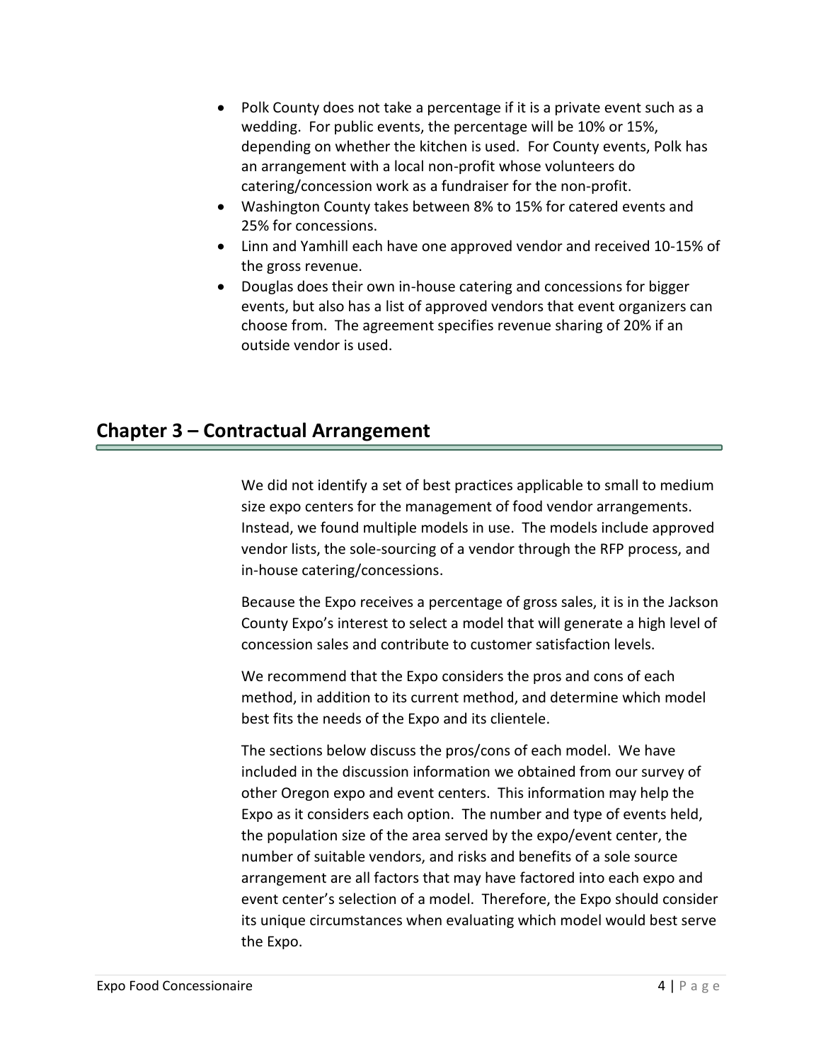- Polk County does not take a percentage if it is a private event such as a wedding. For public events, the percentage will be 10% or 15%, depending on whether the kitchen is used. For County events, Polk has an arrangement with a local non-profit whose volunteers do catering/concession work as a fundraiser for the non-profit.
- Washington County takes between 8% to 15% for catered events and 25% for concessions.
- Linn and Yamhill each have one approved vendor and received 10-15% of the gross revenue.
- Douglas does their own in-house catering and concessions for bigger events, but also has a list of approved vendors that event organizers can choose from. The agreement specifies revenue sharing of 20% if an outside vendor is used.

## Chapter 3 – Contractual Arrangement

We did not identify a set of best practices applicable to small to medium size expo centers for the management of food vendor arrangements. Instead, we found multiple models in use. The models include approved vendor lists, the sole-sourcing of a vendor through the RFP process, and in-house catering/concessions.

Because the Expo receives a percentage of gross sales, it is in the Jackson County Expo's interest to select a model that will generate a high level of concession sales and contribute to customer satisfaction levels.

We recommend that the Expo considers the pros and cons of each method, in addition to its current method, and determine which model best fits the needs of the Expo and its clientele.

The sections below discuss the pros/cons of each model. We have included in the discussion information we obtained from our survey of other Oregon expo and event centers. This information may help the Expo as it considers each option. The number and type of events held, the population size of the area served by the expo/event center, the number of suitable vendors, and risks and benefits of a sole source arrangement are all factors that may have factored into each expo and event center's selection of a model. Therefore, the Expo should consider its unique circumstances when evaluating which model would best serve the Expo.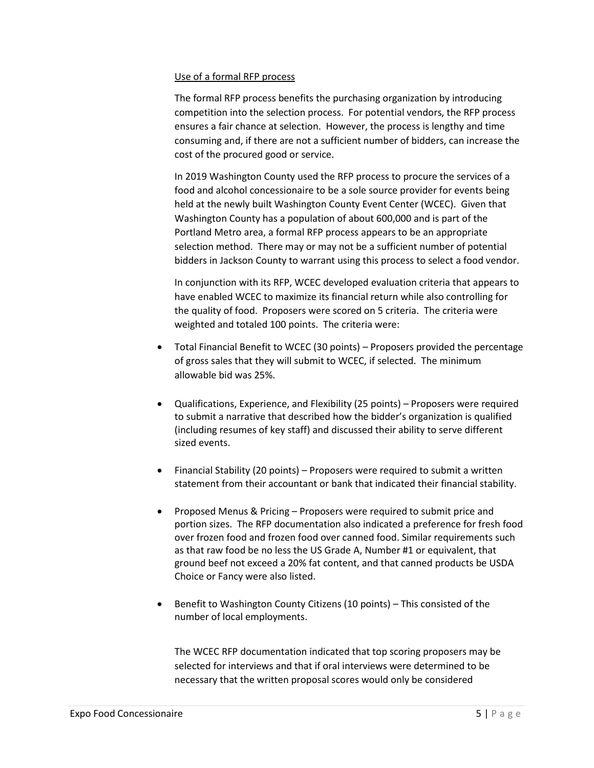<u>Use of a formal RFP process</u>

The formal RFP process benefits the purchasing organization by introducing competition into the selection process. For potential vendors, the RFP process ensures a fair chance at selection. However, the process is lengthy and time consuming and, if there are not a sufficient number of bidders, can increase the cost of the procured good or service.

In 2019 Washington County used the RFP process to procure the services of a food and alcohol concessionaire to be a sole source provider for events being held at the newly built Washington County Event Center (WCEC). Given that Washington County has a population of about 600,000 and is part of the Portland Metro area, a formal RFP process appears to be an appropriate selection method. There may or may not be a sufficient number of potential bidders in Jackson County to warrant using this process to select a food vendor.

In conjunction with its RFP, WCEC developed evaluation criteria that appears to have enabled WCEC to maximize its financial return while also controlling for the quality of food. Proposers were scored on 5 criteria. The criteria were weighted and totaled 100 points. The criteria were:

- Total Financial Benefit to WCEC (30 points) – Proposers provided the percentage of gross sales that they will submit to WCEC, if selected. The minimum allowable bid was 25%.

- Qualifications, Experience, and Flexibility (25 points) – Proposers were required to submit a narrative that described how the bidder's organization is qualified (including resumes of key staff) and discussed their ability to serve different sized events.

- Financial Stability (20 points) – Proposers were required to submit a written statement from their accountant or bank that indicated their financial stability.

- Proposed Menus & Pricing – Proposers were required to submit price and portion sizes. The RFP documentation also indicated a preference for fresh food over frozen food and frozen food over canned food. Similar requirements such as that raw food be no less the US Grade A, Number #1 or equivalent, that ground beef not exceed a 20% fat content, and that canned products be USDA Choice or Fancy were also listed.

- Benefit to Washington County Citizens (10 points) – This consisted of the number of local employments.

The WCEC RFP documentation indicated that top scoring proposers may be selected for interviews and that if oral interviews were determined to be necessary that the written proposal scores would only be considered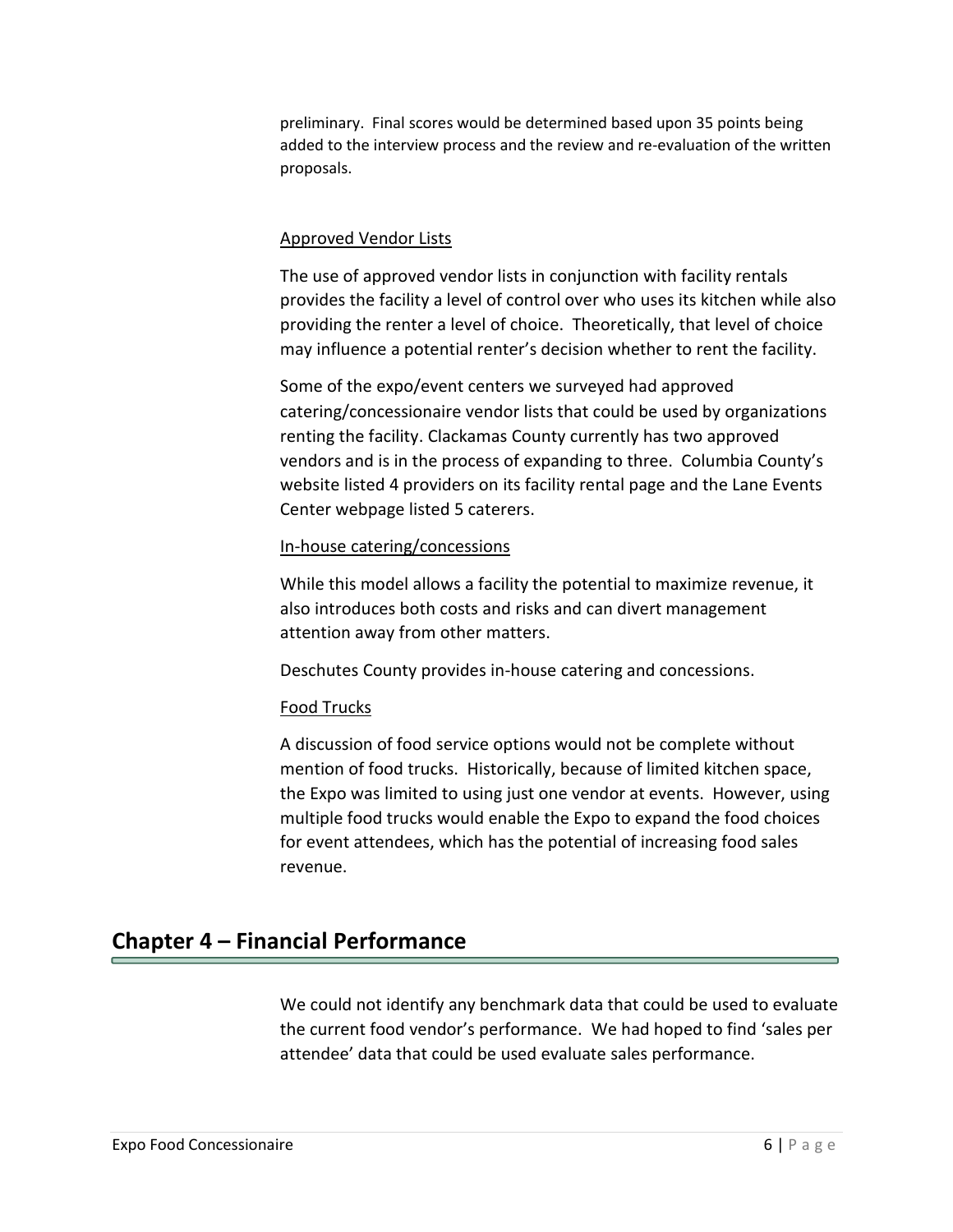preliminary. Final scores would be determined based upon 35 points being added to the interview process and the review and re-evaluation of the written proposals.

Approved Vendor Lists

The use of approved vendor lists in conjunction with facility rentals provides the facility a level of control over who uses its kitchen while also providing the renter a level of choice. Theoretically, that level of choice may influence a potential renter's decision whether to rent the facility.

Some of the expo/event centers we surveyed had approved catering/concessionaire vendor lists that could be used by organizations renting the facility. Clackamas County currently has two approved vendors and is in the process of expanding to three. Columbia County's website listed 4 providers on its facility rental page and the Lane Events Center webpage listed 5 caterers.

In-house catering/concessions

While this model allows a facility the potential to maximize revenue, it also introduces both costs and risks and can divert management attention away from other matters.

Deschutes County provides in-house catering and concessions.

Food Trucks

A discussion of food service options would not be complete without mention of food trucks. Historically, because of limited kitchen space, the Expo was limited to using just one vendor at events. However, using multiple food trucks would enable the Expo to expand the food choices for event attendees, which has the potential of increasing food sales revenue.

## Chapter 4 – Financial Performance

We could not identify any benchmark data that could be used to evaluate the current food vendor's performance. We had hoped to find 'sales per attendee' data that could be used evaluate sales performance.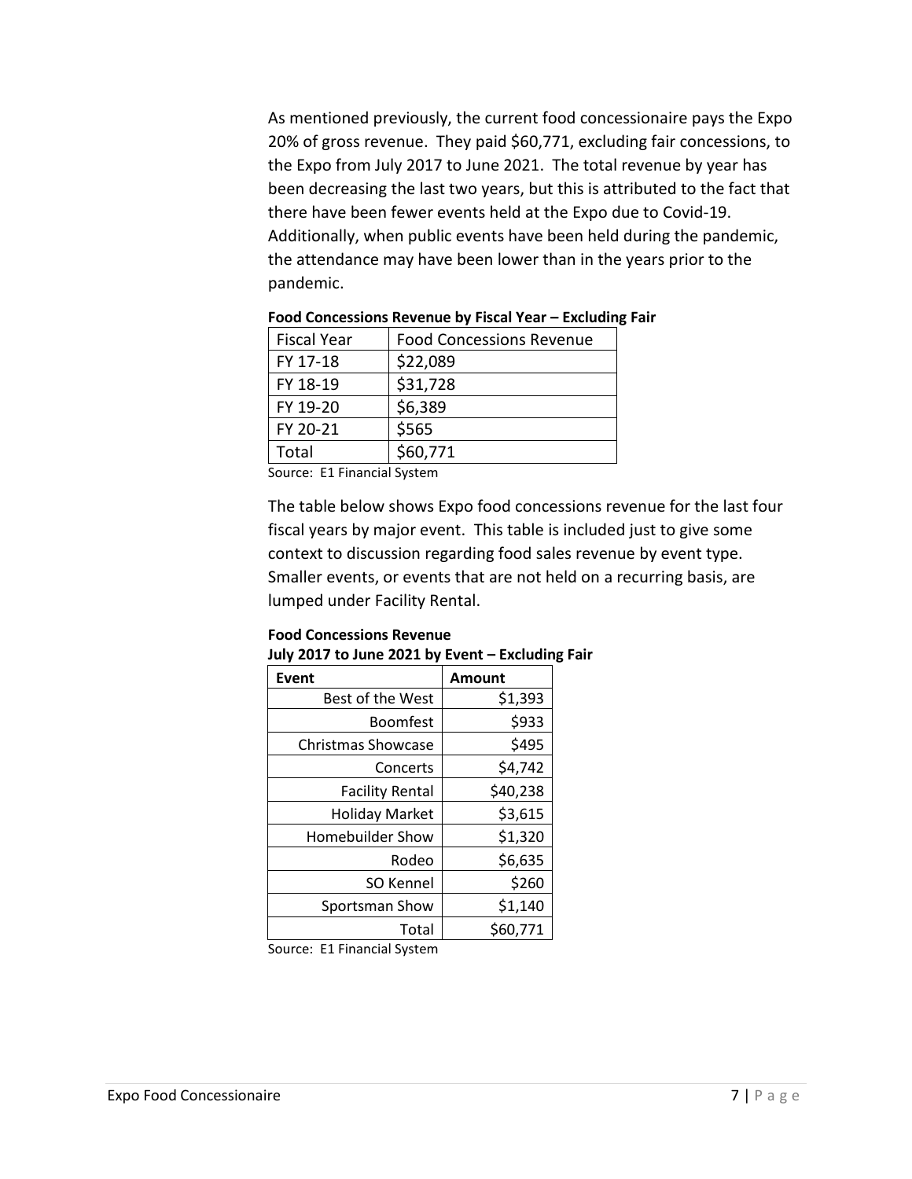As mentioned previously, the current food concessionaire pays the Expo 20% of gross revenue. They paid $60,771, excluding fair concessions, to the Expo from July 2017 to June 2021. The total revenue by year has been decreasing the last two years, but this is attributed to the fact that there have been fewer events held at the Expo due to Covid-19. Additionally, when public events have been held during the pandemic, the attendance may have been lower than in the years prior to the pandemic.

**Food Concessions Revenue by Fiscal Year – Excluding Fair**

| Fiscal Year | Food Concessions Revenue |
|---|---|
| FY 17-18 | $22,089 |
| FY 18-19 | $31,728 |
| FY 19-20 | $6,389 |
| FY 20-21 | $565 |
| Total | $60,771 |

Source: E1 Financial System

The table below shows Expo food concessions revenue for the last four fiscal years by major event. This table is included just to give some context to discussion regarding food sales revenue by event type. Smaller events, or events that are not held on a recurring basis, are lumped under Facility Rental.

**Food Concessions Revenue**
**July 2017 to June 2021 by Event – Excluding Fair**

| Event | Amount |
|---:|---:|
| Best of the West | $1,393 |
| Boomfest | $933 |
| Christmas Showcase | $495 |
| Concerts | $4,742 |
| Facility Rental | $40,238 |
| Holiday Market | $3,615 |
| Homebuilder Show | $1,320 |
| Rodeo | $6,635 |
| SO Kennel | $260 |
| Sportsman Show | $1,140 |
| Total | $60,771 |

Source: E1 Financial System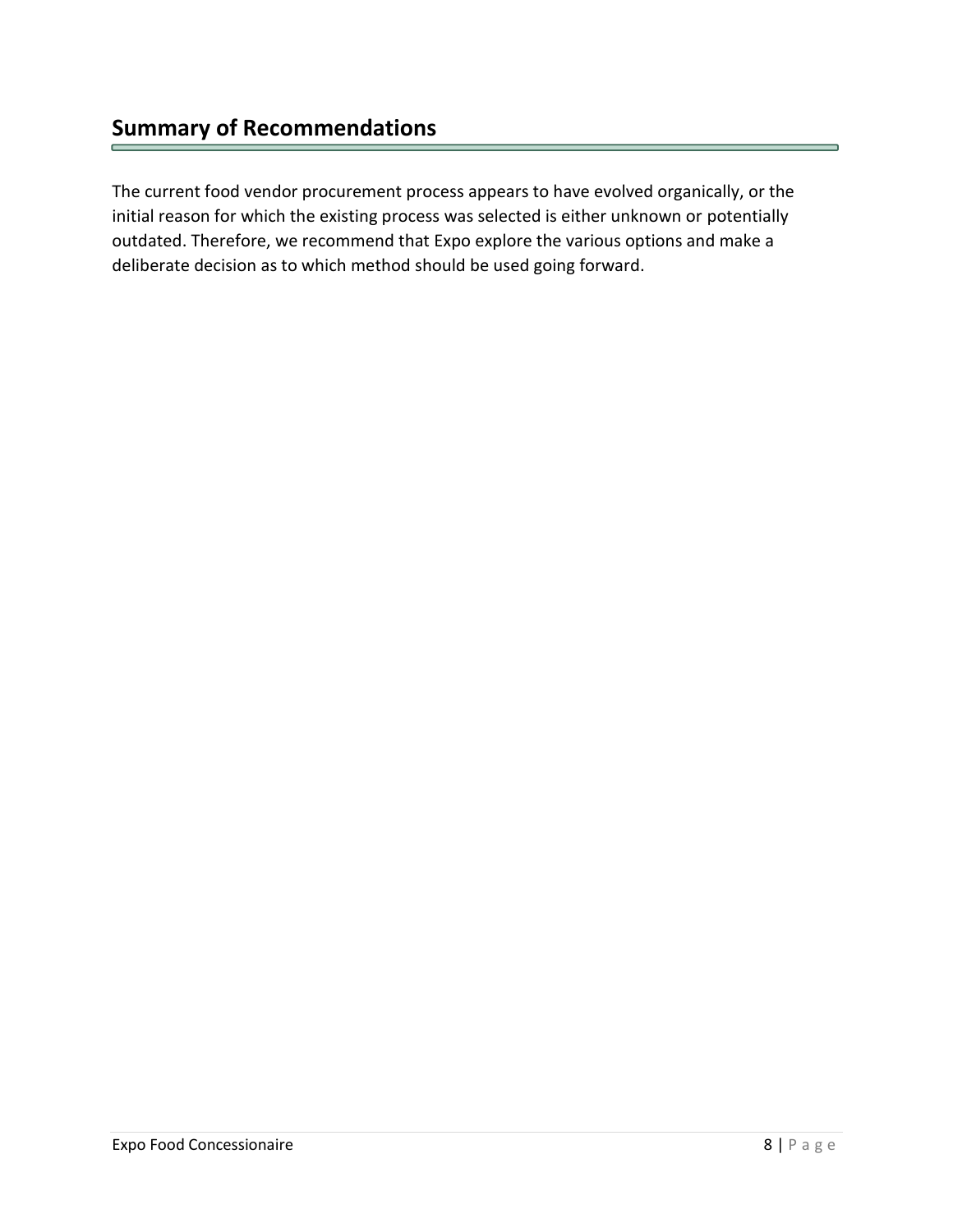## Summary of Recommendations

The current food vendor procurement process appears to have evolved organically, or the initial reason for which the existing process was selected is either unknown or potentially outdated. Therefore, we recommend that Expo explore the various options and make a deliberate decision as to which method should be used going forward.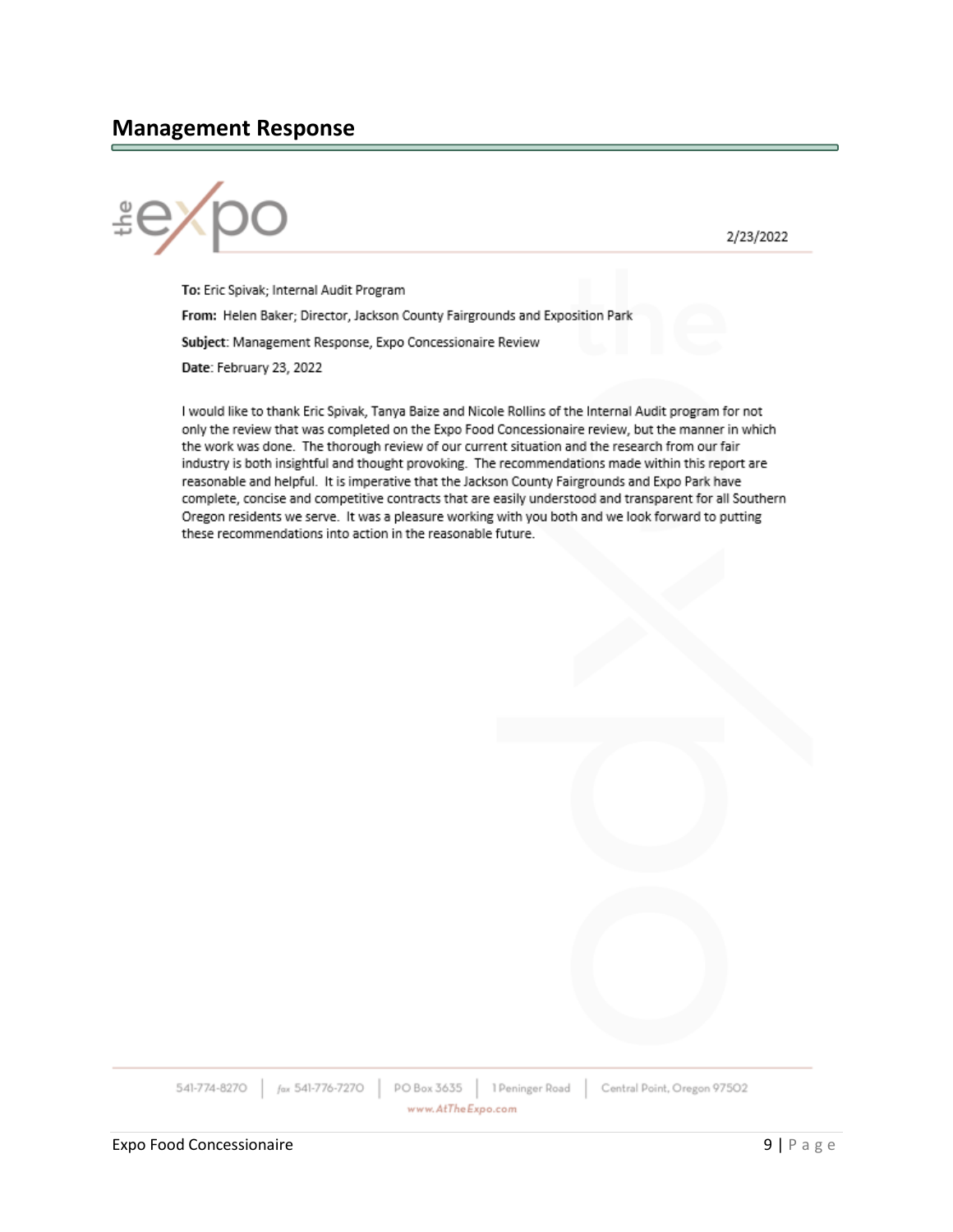## Management Response

2/23/2022

**To:** Eric Spivak; Internal Audit Program

**From:** Helen Baker; Director, Jackson County Fairgrounds and Exposition Park

**Subject**: Management Response, Expo Concessionaire Review

**Date**: February 23, 2022

I would like to thank Eric Spivak, Tanya Baize and Nicole Rollins of the Internal Audit program for not only the review that was completed on the Expo Food Concessionaire review, but the manner in which the work was done. The thorough review of our current situation and the research from our fair industry is both insightful and thought provoking. The recommendations made within this report are reasonable and helpful. It is imperative that the Jackson County Fairgrounds and Expo Park have complete, concise and competitive contracts that are easily understood and transparent for all Southern Oregon residents we serve. It was a pleasure working with you both and we look forward to putting these recommendations into action in the reasonable future.

541-774-8270 | fax 541-776-7270 | PO Box 3635 | 1 Peninger Road | Central Point, Oregon 97502

www.AtTheExpo.com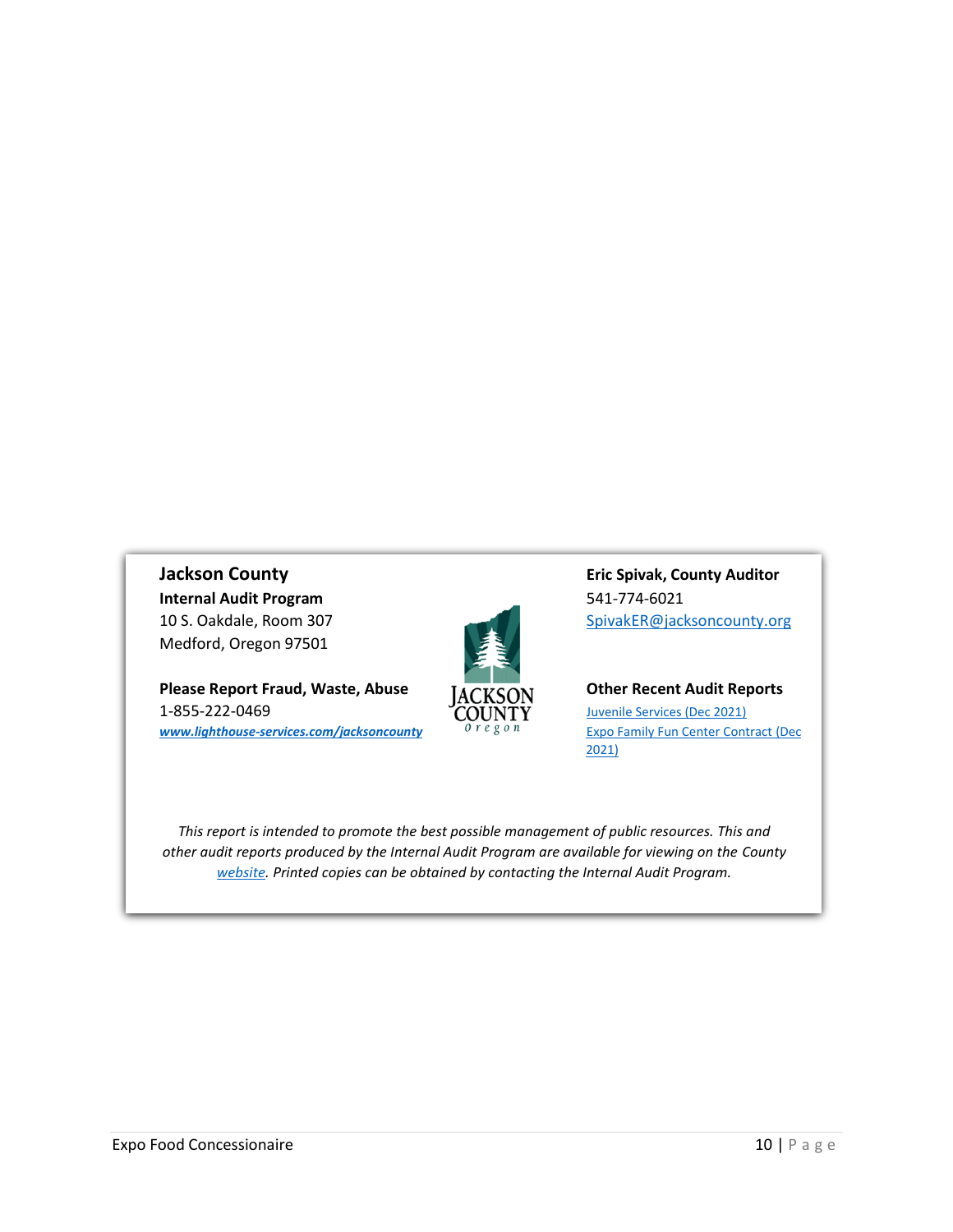**Jackson County**

**Internal Audit Program**

10 S. Oakdale, Room 307

Medford, Oregon 97501

**Please Report Fraud, Waste, Abuse**

1-855-222-0469

***www.lighthouse-services.com/jacksoncounty***

**Eric Spivak, County Auditor**

541-774-6021

SpivakER@jacksoncounty.org

**Other Recent Audit Reports**

Juvenile Services (Dec 2021)

Expo Family Fun Center Contract (Dec 2021)

*This report is intended to promote the best possible management of public resources. This and other audit reports produced by the Internal Audit Program are available for viewing on the County website. Printed copies can be obtained by contacting the Internal Audit Program.*